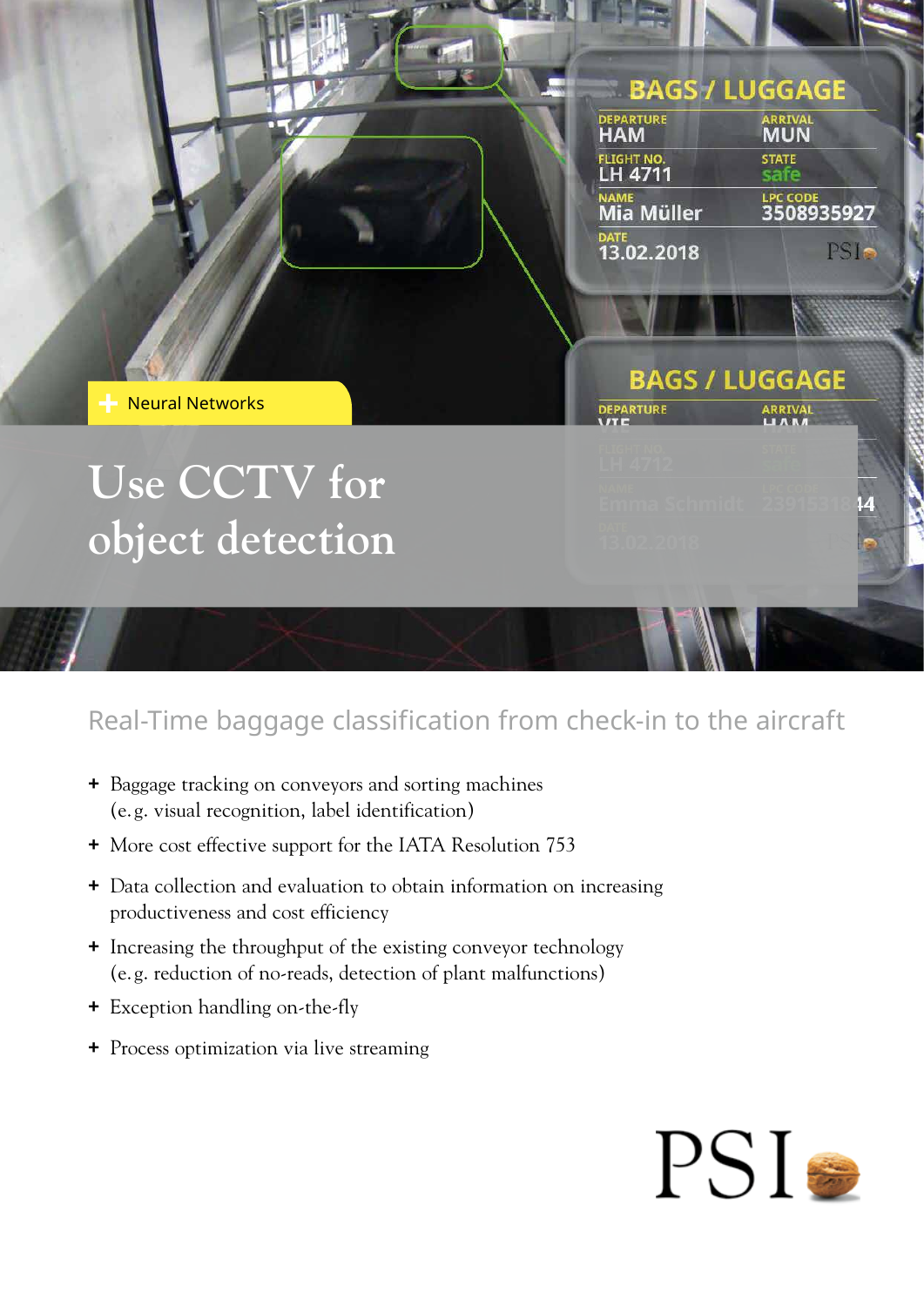Neural Networks

# Use CCTV for object detection

## Real-Time baggage classification from check-in to the aircraft

- Baggage tracking on conveyors and sorting machines (e. g. visual recognition, label identification)
- More cost effective support for the IATA Resolution 753
- Data collection and evaluation to obtain information on increasing productiveness and cost efficiency
- Increasing the throughput of the existing conveyor technology (e. g. reduction of no-reads, detection of plant malfunctions)
- Exception handling on-the-fly
- Process optimization via live streaming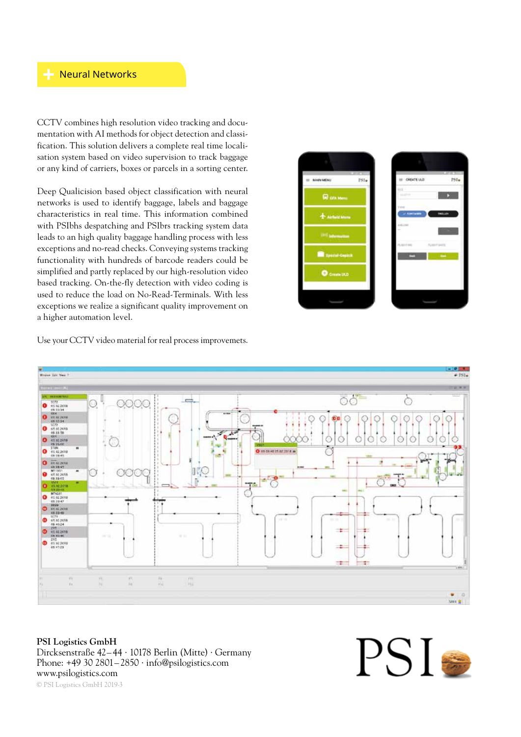## Neural Networks

CCTV combines high resolution video tracking and documentation with AI methods for object detection and classification. This solution delivers a complete real time localisation system based on video supervision to track baggage or any kind of carriers, boxes or parcels in a sorting center.

Deep Qualicision based object classification with neural networks is used to identify baggage, labels and baggage characteristics in real time. This information combined with PSIbhs despatching and PSIbrs tracking system data leads to an high quality baggage handling process with less exceptions and no-read checks. Conveying systems tracking functionality with hundreds of barcode readers could be simplified and partly replaced by our high-resolution video based tracking. On-the-fly detection with video coding is used to reduce the load on No-Read-Terminals. With less exceptions we realize a significant quality improvement on a higher automation level.

Use your CCTV video material for real process improvemets.

**PSI Logistics GmbH**
Dircksenstraße 42–44 · 10178 Berlin (Mitte) · Germany
Phone: +49 30 2801–2850 · info@psilogistics.com
www.psilogistics.com

© PSI Logistics GmbH 2019-3